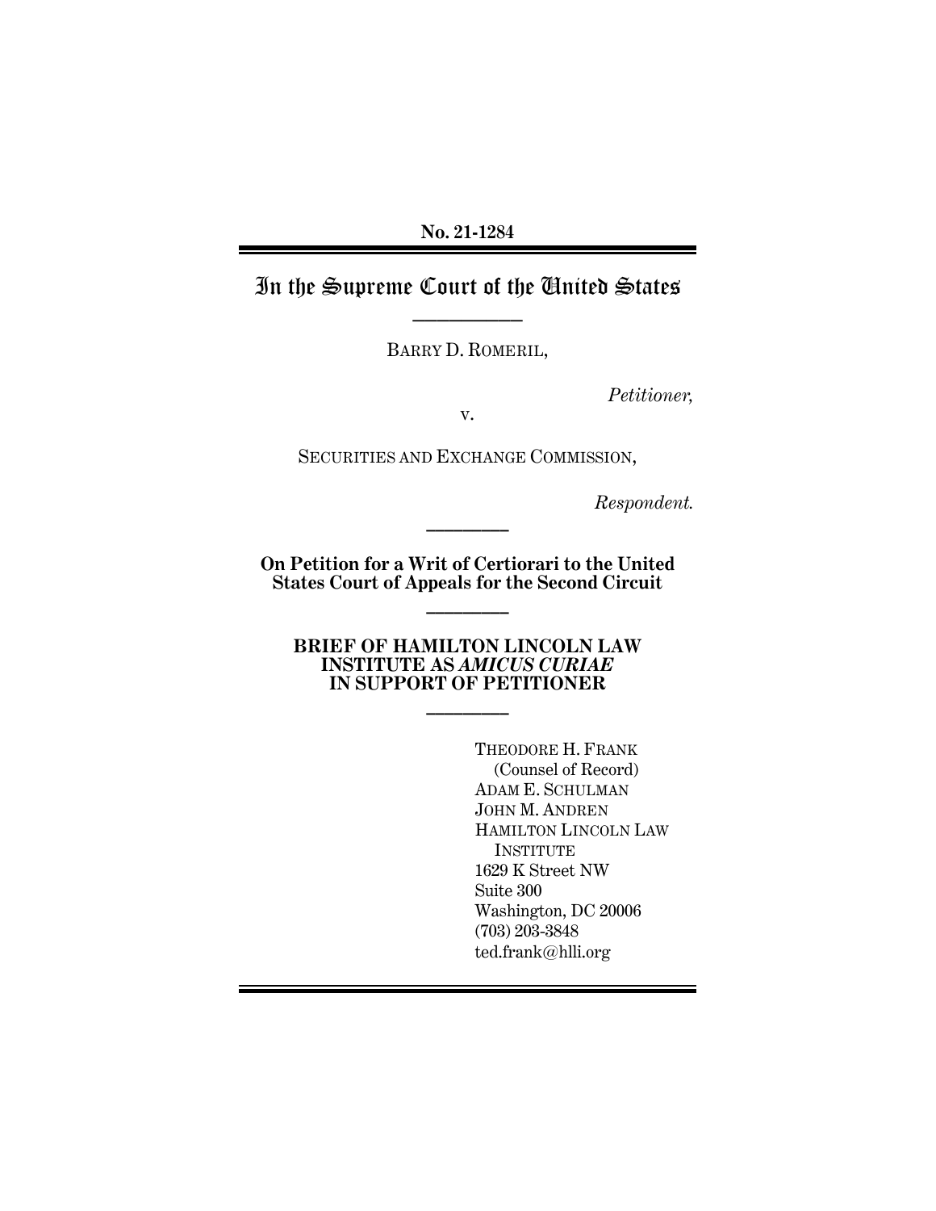No. 21-1284

# In the Supreme Court of the United States

BARRY D. ROMERIL,

*Petitioner,*

v.

SECURITIES AND EXCHANGE COMMISSION,

*Respondent.*

**On Petition for a Writ of Certiorari to the United States Court of Appeals for the Second Circuit**

**BRIEF OF HAMILTON LINCOLN LAW INSTITUTE AS *AMICUS CURIAE* IN SUPPORT OF PETITIONER**

THEODORE H. FRANK
(Counsel of Record)
ADAM E. SCHULMAN
JOHN M. ANDREN
HAMILTON LINCOLN LAW INSTITUTE
1629 K Street NW
Suite 300
Washington, DC 20006
(703) 203-3848
ted.frank@hlli.org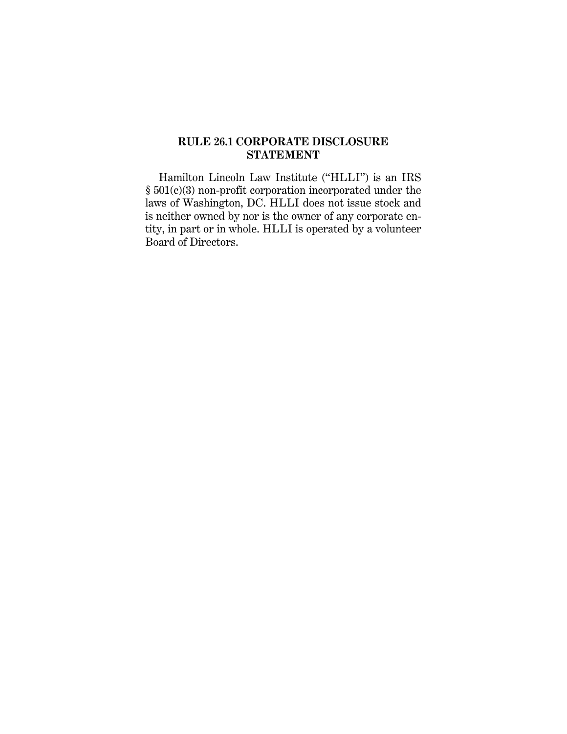## RULE 26.1 CORPORATE DISCLOSURE STATEMENT

Hamilton Lincoln Law Institute ("HLLI") is an IRS § 501(c)(3) non-profit corporation incorporated under the laws of Washington, DC. HLLI does not issue stock and is neither owned by nor is the owner of any corporate entity, in part or in whole. HLLI is operated by a volunteer Board of Directors.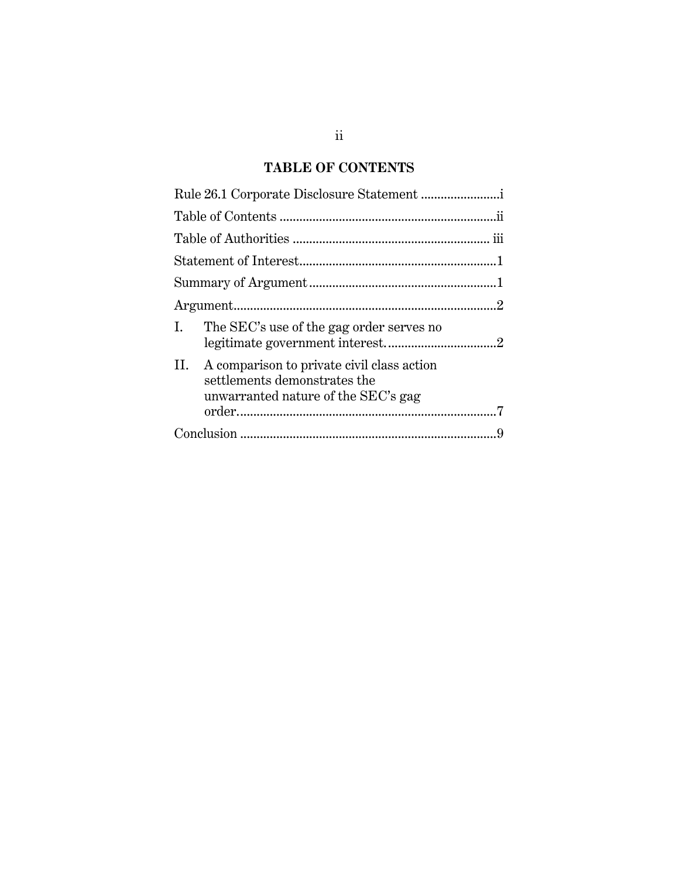# TABLE OF CONTENTS

Rule 26.1 Corporate Disclosure Statement ........................i

Table of Contents ..................................................................ii

Table of Authorities ........................................................... iii

Statement of Interest............................................................1

Summary of Argument .........................................................1

Argument................................................................................2

I. The SEC's use of the gag order serves no legitimate government interest. ................................2

II. A comparison to private civil class action settlements demonstrates the unwarranted nature of the SEC's gag order..............................................................................7

Conclusion .............................................................................9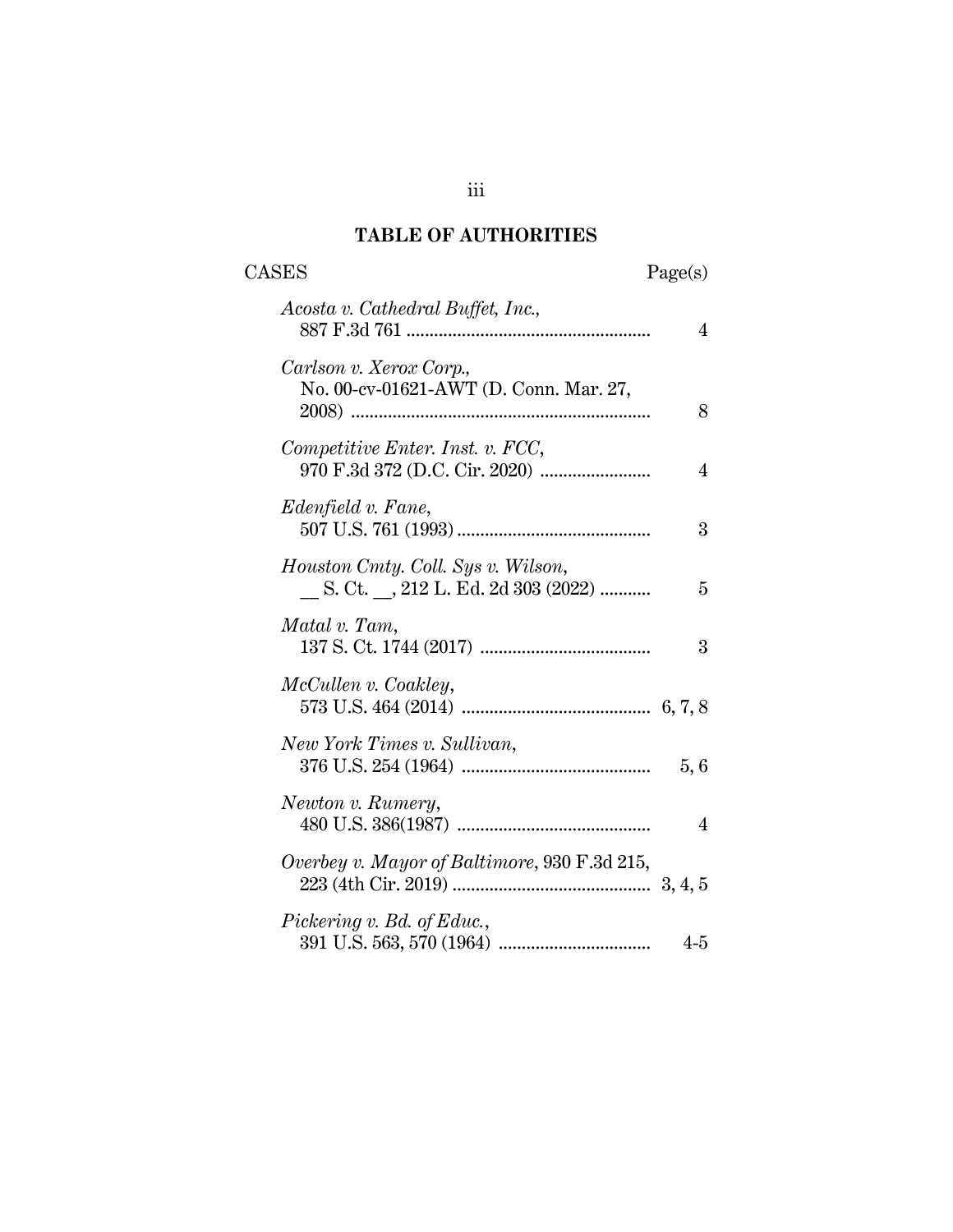# TABLE OF AUTHORITIES

| CASES | Page(s) |
|---|---|
| *Acosta v. Cathedral Buffet, Inc.*, 887 F.3d 761 | 4 |
| *Carlson v. Xerox Corp.*, No. 00-cv-01621-AWT (D. Conn. Mar. 27, 2008) | 8 |
| *Competitive Enter. Inst. v. FCC*, 970 F.3d 372 (D.C. Cir. 2020) | 4 |
| *Edenfield v. Fane*, 507 U.S. 761 (1993) | 3 |
| *Houston Cmty. Coll. Sys v. Wilson*, __ S. Ct. __, 212 L. Ed. 2d 303 (2022) | 5 |
| *Matal v. Tam*, 137 S. Ct. 1744 (2017) | 3 |
| *McCullen v. Coakley*, 573 U.S. 464 (2014) | 6, 7, 8 |
| *New York Times v. Sullivan*, 376 U.S. 254 (1964) | 5, 6 |
| *Newton v. Rumery*, 480 U.S. 386(1987) | 4 |
| *Overbey v. Mayor of Baltimore*, 930 F.3d 215, 223 (4th Cir. 2019) | 3, 4, 5 |
| *Pickering v. Bd. of Educ.*, 391 U.S. 563, 570 (1964) | 4-5 |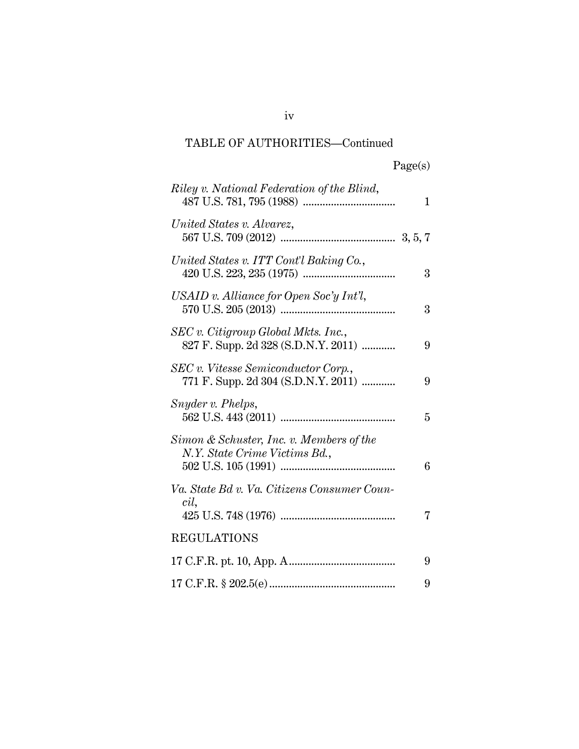TABLE OF AUTHORITIES—Continued

| | Page(s) |
|---|---|
| *Riley v. National Federation of the Blind*, 487 U.S. 781, 795 (1988) | 1 |
| *United States v. Alvarez*, 567 U.S. 709 (2012) | 3, 5, 7 |
| *United States v. ITT Cont'l Baking Co.*, 420 U.S. 223, 235 (1975) | 3 |
| *USAID v. Alliance for Open Soc'y Int'l*, 570 U.S. 205 (2013) | 3 |
| *SEC v. Citigroup Global Mkts. Inc.*, 827 F. Supp. 2d 328 (S.D.N.Y. 2011) | 9 |
| *SEC v. Vitesse Semiconductor Corp.*, 771 F. Supp. 2d 304 (S.D.N.Y. 2011) | 9 |
| *Snyder v. Phelps*, 562 U.S. 443 (2011) | 5 |
| *Simon & Schuster, Inc. v. Members of the N.Y. State Crime Victims Bd.*, 502 U.S. 105 (1991) | 6 |
| *Va. State Bd v. Va. Citizens Consumer Council*, 425 U.S. 748 (1976) | 7 |

REGULATIONS

| | |
|---|---|
| 17 C.F.R. pt. 10, App. A | 9 |
| 17 C.F.R. § 202.5(e) | 9 |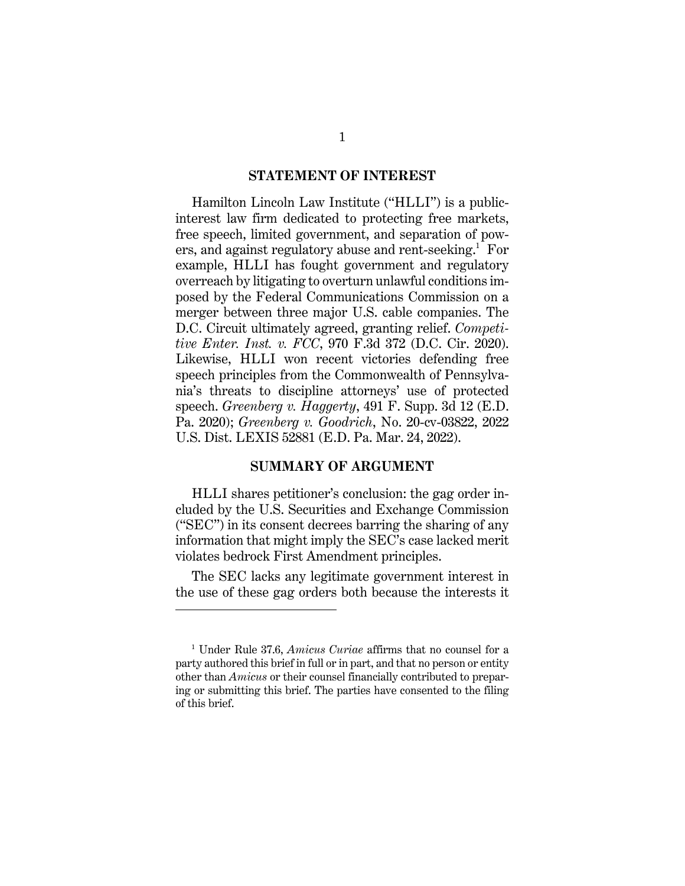## STATEMENT OF INTEREST

Hamilton Lincoln Law Institute ("HLLI") is a public-interest law firm dedicated to protecting free markets, free speech, limited government, and separation of powers, and against regulatory abuse and rent-seeking.[1] For example, HLLI has fought government and regulatory overreach by litigating to overturn unlawful conditions imposed by the Federal Communications Commission on a merger between three major U.S. cable companies. The D.C. Circuit ultimately agreed, granting relief. *Competitive Enter. Inst. v. FCC*, 970 F.3d 372 (D.C. Cir. 2020). Likewise, HLLI won recent victories defending free speech principles from the Commonwealth of Pennsylvania's threats to discipline attorneys' use of protected speech. *Greenberg v. Haggerty*, 491 F. Supp. 3d 12 (E.D. Pa. 2020); *Greenberg v. Goodrich*, No. 20-cv-03822, 2022 U.S. Dist. LEXIS 52881 (E.D. Pa. Mar. 24, 2022).

## SUMMARY OF ARGUMENT

HLLI shares petitioner's conclusion: the gag order included by the U.S. Securities and Exchange Commission ("SEC") in its consent decrees barring the sharing of any information that might imply the SEC's case lacked merit violates bedrock First Amendment principles.

The SEC lacks any legitimate government interest in the use of these gag orders both because the interests it

[1] Under Rule 37.6, *Amicus Curiae* affirms that no counsel for a party authored this brief in full or in part, and that no person or entity other than *Amicus* or their counsel financially contributed to preparing or submitting this brief. The parties have consented to the filing of this brief.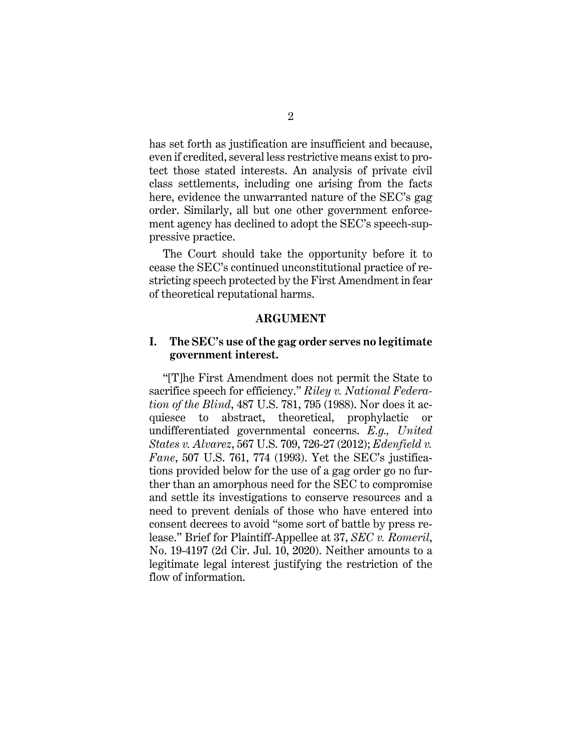has set forth as justification are insufficient and because, even if credited, several less restrictive means exist to protect those stated interests. An analysis of private civil class settlements, including one arising from the facts here, evidence the unwarranted nature of the SEC's gag order. Similarly, all but one other government enforcement agency has declined to adopt the SEC's speech-suppressive practice.

The Court should take the opportunity before it to cease the SEC's continued unconstitutional practice of restricting speech protected by the First Amendment in fear of theoretical reputational harms.

## ARGUMENT

### I. The SEC's use of the gag order serves no legitimate government interest.

"[T]he First Amendment does not permit the State to sacrifice speech for efficiency." *Riley v. National Federation of the Blind*, 487 U.S. 781, 795 (1988). Nor does it acquiesce to abstract, theoretical, prophylactic or undifferentiated governmental concerns. *E.g., United States v. Alvarez*, 567 U.S. 709, 726-27 (2012); *Edenfield v. Fane*, 507 U.S. 761, 774 (1993). Yet the SEC's justifications provided below for the use of a gag order go no further than an amorphous need for the SEC to compromise and settle its investigations to conserve resources and a need to prevent denials of those who have entered into consent decrees to avoid "some sort of battle by press release." Brief for Plaintiff-Appellee at 37, *SEC v. Romeril*, No. 19-4197 (2d Cir. Jul. 10, 2020). Neither amounts to a legitimate legal interest justifying the restriction of the flow of information.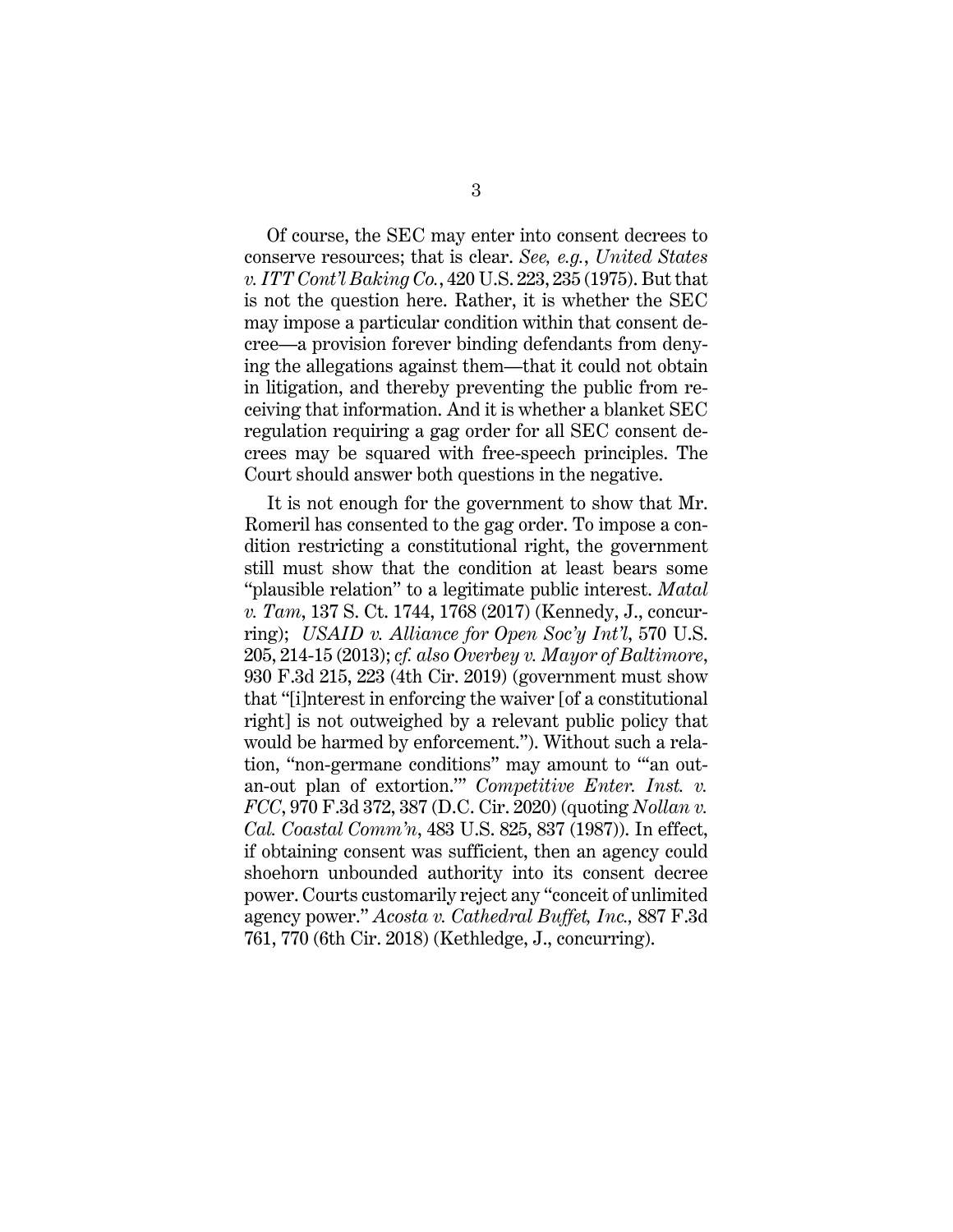Of course, the SEC may enter into consent decrees to conserve resources; that is clear. *See, e.g.*, *United States v. ITT Cont'l Baking Co.*, 420 U.S. 223, 235 (1975). But that is not the question here. Rather, it is whether the SEC may impose a particular condition within that consent decree—a provision forever binding defendants from denying the allegations against them—that it could not obtain in litigation, and thereby preventing the public from receiving that information. And it is whether a blanket SEC regulation requiring a gag order for all SEC consent decrees may be squared with free-speech principles. The Court should answer both questions in the negative.

It is not enough for the government to show that Mr. Romeril has consented to the gag order. To impose a condition restricting a constitutional right, the government still must show that the condition at least bears some "plausible relation" to a legitimate public interest. *Matal v. Tam*, 137 S. Ct. 1744, 1768 (2017) (Kennedy, J., concurring); *USAID v. Alliance for Open Soc'y Int'l*, 570 U.S. 205, 214-15 (2013); *cf. also Overbey v. Mayor of Baltimore*, 930 F.3d 215, 223 (4th Cir. 2019) (government must show that "[i]nterest in enforcing the waiver [of a constitutional right] is not outweighed by a relevant public policy that would be harmed by enforcement."). Without such a relation, "non-germane conditions" may amount to "'an out-an-out plan of extortion.'" *Competitive Enter. Inst. v. FCC*, 970 F.3d 372, 387 (D.C. Cir. 2020) (quoting *Nollan v. Cal. Coastal Comm'n*, 483 U.S. 825, 837 (1987)). In effect, if obtaining consent was sufficient, then an agency could shoehorn unbounded authority into its consent decree power. Courts customarily reject any "conceit of unlimited agency power." *Acosta v. Cathedral Buffet, Inc.,* 887 F.3d 761, 770 (6th Cir. 2018) (Kethledge, J., concurring).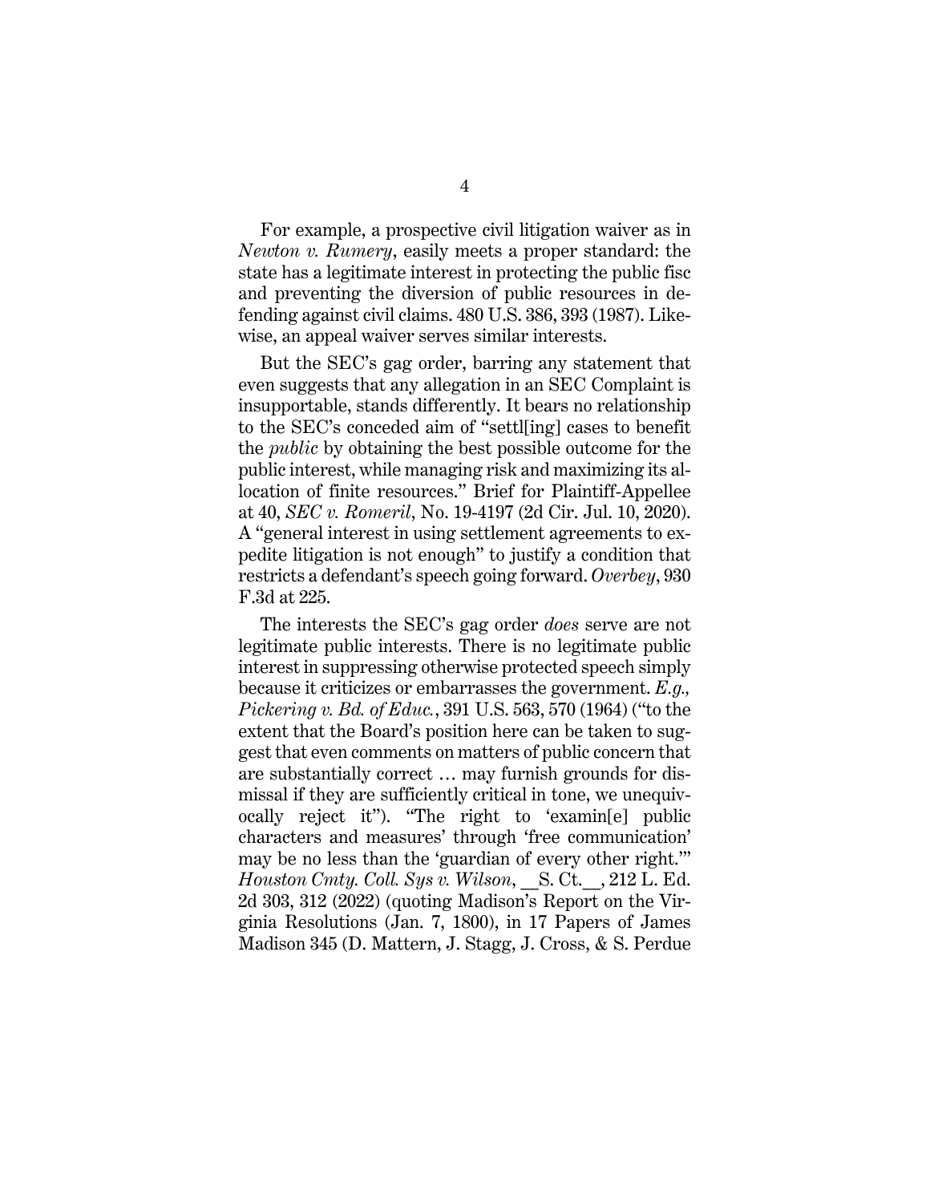For example, a prospective civil litigation waiver as in *Newton v. Rumery*, easily meets a proper standard: the state has a legitimate interest in protecting the public fisc and preventing the diversion of public resources in defending against civil claims. 480 U.S. 386, 393 (1987). Likewise, an appeal waiver serves similar interests.

But the SEC's gag order, barring any statement that even suggests that any allegation in an SEC Complaint is insupportable, stands differently. It bears no relationship to the SEC's conceded aim of "settl[ing] cases to benefit the *public* by obtaining the best possible outcome for the public interest, while managing risk and maximizing its allocation of finite resources." Brief for Plaintiff-Appellee at 40, *SEC v. Romeril*, No. 19-4197 (2d Cir. Jul. 10, 2020). A "general interest in using settlement agreements to expedite litigation is not enough" to justify a condition that restricts a defendant's speech going forward. *Overbey*, 930 F.3d at 225.

The interests the SEC's gag order *does* serve are not legitimate public interests. There is no legitimate public interest in suppressing otherwise protected speech simply because it criticizes or embarrasses the government. *E.g., Pickering v. Bd. of Educ.*, 391 U.S. 563, 570 (1964) ("to the extent that the Board's position here can be taken to suggest that even comments on matters of public concern that are substantially correct … may furnish grounds for dismissal if they are sufficiently critical in tone, we unequivocally reject it"). "The right to 'examin[e] public characters and measures' through 'free communication' may be no less than the 'guardian of every other right.'" *Houston Cmty. Coll. Sys v. Wilson*, __S. Ct.__, 212 L. Ed. 2d 303, 312 (2022) (quoting Madison's Report on the Virginia Resolutions (Jan. 7, 1800), in 17 Papers of James Madison 345 (D. Mattern, J. Stagg, J. Cross, & S. Perdue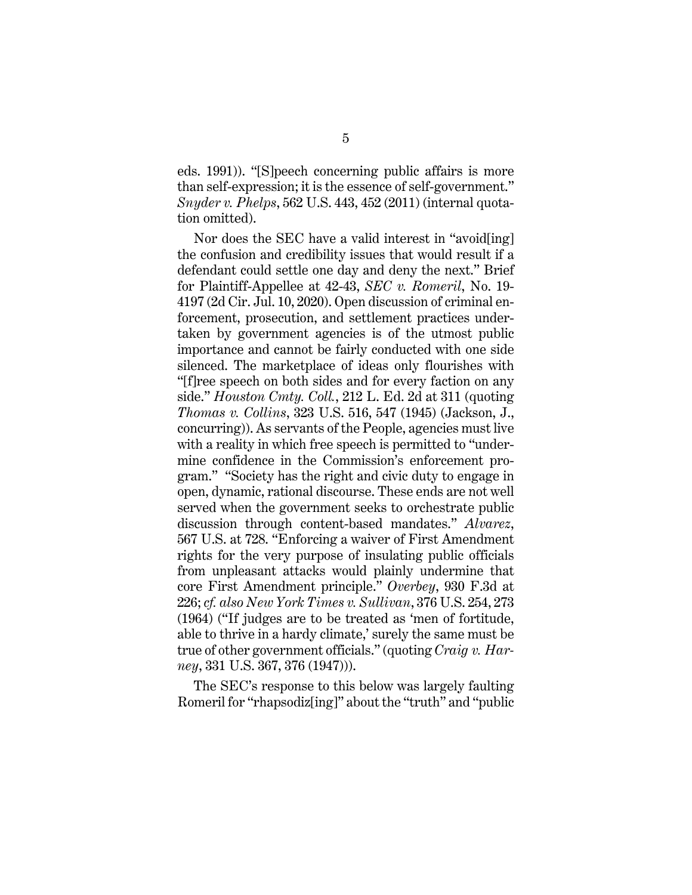eds. 1991)). "[S]peech concerning public affairs is more than self-expression; it is the essence of self-government." *Snyder v. Phelps*, 562 U.S. 443, 452 (2011) (internal quotation omitted).

Nor does the SEC have a valid interest in "avoid[ing] the confusion and credibility issues that would result if a defendant could settle one day and deny the next." Brief for Plaintiff-Appellee at 42-43, *SEC v. Romeril*, No. 19-4197 (2d Cir. Jul. 10, 2020). Open discussion of criminal enforcement, prosecution, and settlement practices undertaken by government agencies is of the utmost public importance and cannot be fairly conducted with one side silenced. The marketplace of ideas only flourishes with "[f]ree speech on both sides and for every faction on any side." *Houston Cmty. Coll.*, 212 L. Ed. 2d at 311 (quoting *Thomas v. Collins*, 323 U.S. 516, 547 (1945) (Jackson, J., concurring)). As servants of the People, agencies must live with a reality in which free speech is permitted to "undermine confidence in the Commission's enforcement program." "Society has the right and civic duty to engage in open, dynamic, rational discourse. These ends are not well served when the government seeks to orchestrate public discussion through content-based mandates." *Alvarez*, 567 U.S. at 728. "Enforcing a waiver of First Amendment rights for the very purpose of insulating public officials from unpleasant attacks would plainly undermine that core First Amendment principle." *Overbey*, 930 F.3d at 226; *cf. also New York Times v. Sullivan*, 376 U.S. 254, 273 (1964) ("If judges are to be treated as 'men of fortitude, able to thrive in a hardy climate,' surely the same must be true of other government officials." (quoting *Craig v. Harney*, 331 U.S. 367, 376 (1947))).

The SEC's response to this below was largely faulting Romeril for "rhapsodiz[ing]" about the "truth" and "public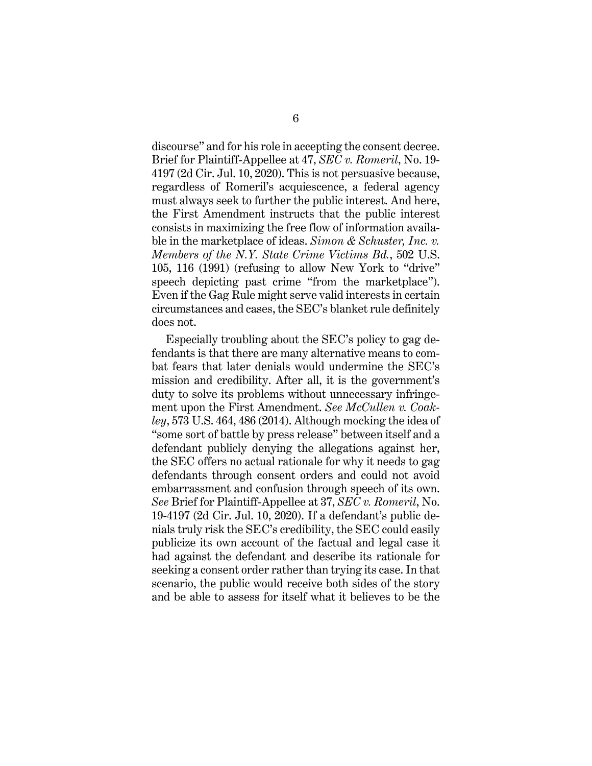discourse" and for his role in accepting the consent decree. Brief for Plaintiff-Appellee at 47, *SEC v. Romeril*, No. 19-4197 (2d Cir. Jul. 10, 2020). This is not persuasive because, regardless of Romeril's acquiescence, a federal agency must always seek to further the public interest. And here, the First Amendment instructs that the public interest consists in maximizing the free flow of information available in the marketplace of ideas. *Simon & Schuster, Inc. v. Members of the N.Y. State Crime Victims Bd.*, 502 U.S. 105, 116 (1991) (refusing to allow New York to "drive" speech depicting past crime "from the marketplace"). Even if the Gag Rule might serve valid interests in certain circumstances and cases, the SEC's blanket rule definitely does not.

Especially troubling about the SEC's policy to gag defendants is that there are many alternative means to combat fears that later denials would undermine the SEC's mission and credibility. After all, it is the government's duty to solve its problems without unnecessary infringement upon the First Amendment. *See McCullen v. Coakley*, 573 U.S. 464, 486 (2014). Although mocking the idea of "some sort of battle by press release" between itself and a defendant publicly denying the allegations against her, the SEC offers no actual rationale for why it needs to gag defendants through consent orders and could not avoid embarrassment and confusion through speech of its own. *See* Brief for Plaintiff-Appellee at 37, *SEC v. Romeril*, No. 19-4197 (2d Cir. Jul. 10, 2020). If a defendant's public denials truly risk the SEC's credibility, the SEC could easily publicize its own account of the factual and legal case it had against the defendant and describe its rationale for seeking a consent order rather than trying its case. In that scenario, the public would receive both sides of the story and be able to assess for itself what it believes to be the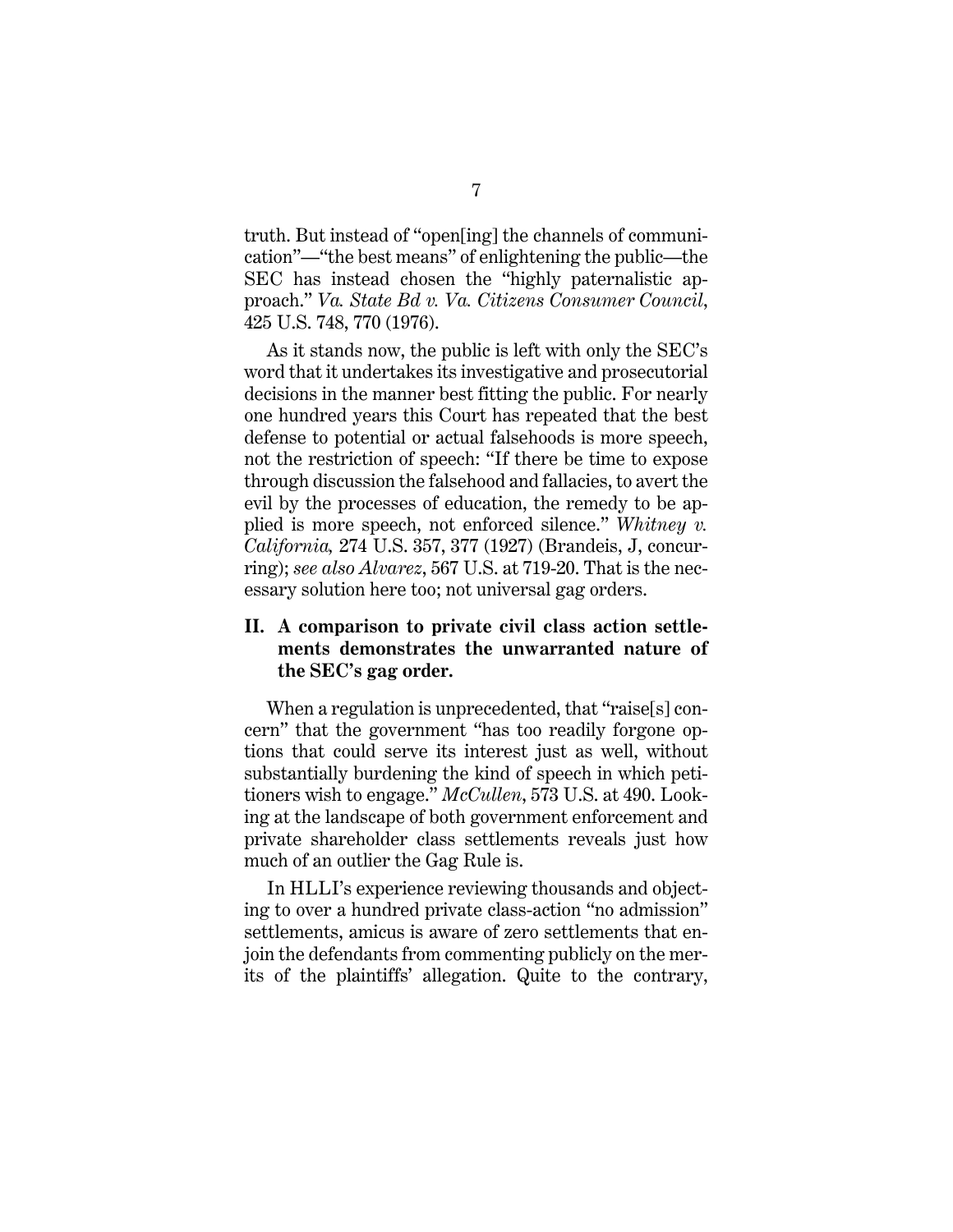truth. But instead of "open[ing] the channels of communication"—"the best means" of enlightening the public—the SEC has instead chosen the "highly paternalistic approach." *Va. State Bd v. Va. Citizens Consumer Council*, 425 U.S. 748, 770 (1976).

As it stands now, the public is left with only the SEC's word that it undertakes its investigative and prosecutorial decisions in the manner best fitting the public. For nearly one hundred years this Court has repeated that the best defense to potential or actual falsehoods is more speech, not the restriction of speech: "If there be time to expose through discussion the falsehood and fallacies, to avert the evil by the processes of education, the remedy to be applied is more speech, not enforced silence." *Whitney v. California,* 274 U.S. 357, 377 (1927) (Brandeis, J, concurring); *see also Alvarez*, 567 U.S. at 719-20. That is the necessary solution here too; not universal gag orders.

## II. A comparison to private civil class action settlements demonstrates the unwarranted nature of the SEC's gag order.

When a regulation is unprecedented, that "raise[s] concern" that the government "has too readily forgone options that could serve its interest just as well, without substantially burdening the kind of speech in which petitioners wish to engage." *McCullen*, 573 U.S. at 490. Looking at the landscape of both government enforcement and private shareholder class settlements reveals just how much of an outlier the Gag Rule is.

In HLLI's experience reviewing thousands and objecting to over a hundred private class-action "no admission" settlements, amicus is aware of zero settlements that enjoin the defendants from commenting publicly on the merits of the plaintiffs' allegation. Quite to the contrary,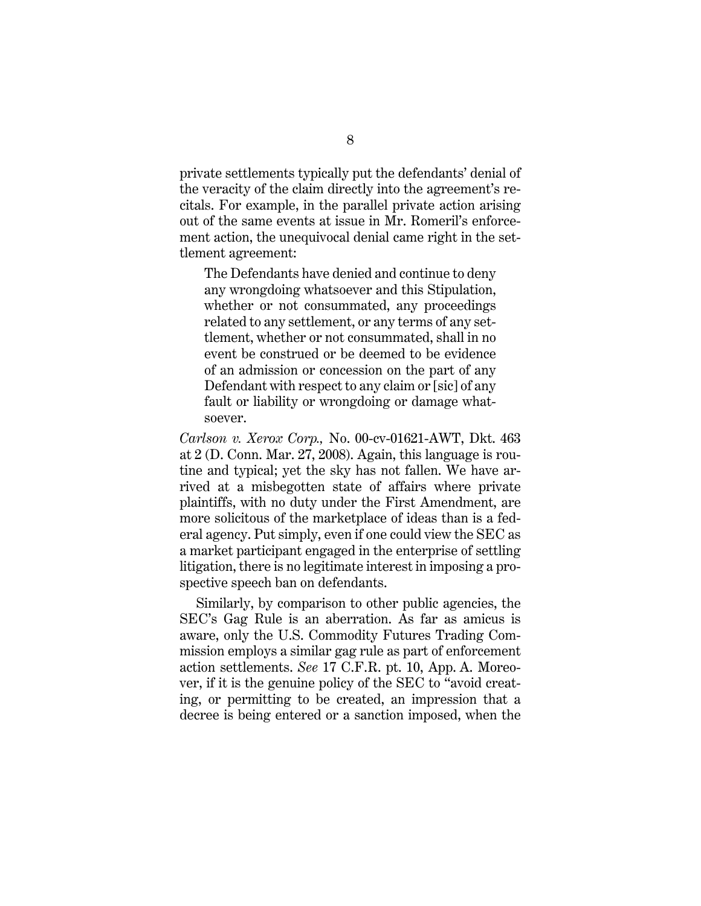private settlements typically put the defendants' denial of the veracity of the claim directly into the agreement's recitals. For example, in the parallel private action arising out of the same events at issue in Mr. Romeril's enforcement action, the unequivocal denial came right in the settlement agreement:

> The Defendants have denied and continue to deny any wrongdoing whatsoever and this Stipulation, whether or not consummated, any proceedings related to any settlement, or any terms of any settlement, whether or not consummated, shall in no event be construed or be deemed to be evidence of an admission or concession on the part of any Defendant with respect to any claim or [sic] of any fault or liability or wrongdoing or damage whatsoever.

*Carlson v. Xerox Corp.,* No. 00-cv-01621-AWT, Dkt. 463 at 2 (D. Conn. Mar. 27, 2008). Again, this language is routine and typical; yet the sky has not fallen. We have arrived at a misbegotten state of affairs where private plaintiffs, with no duty under the First Amendment, are more solicitous of the marketplace of ideas than is a federal agency. Put simply, even if one could view the SEC as a market participant engaged in the enterprise of settling litigation, there is no legitimate interest in imposing a prospective speech ban on defendants.

Similarly, by comparison to other public agencies, the SEC's Gag Rule is an aberration. As far as amicus is aware, only the U.S. Commodity Futures Trading Commission employs a similar gag rule as part of enforcement action settlements. *See* 17 C.F.R. pt. 10, App. A. Moreover, if it is the genuine policy of the SEC to "avoid creating, or permitting to be created, an impression that a decree is being entered or a sanction imposed, when the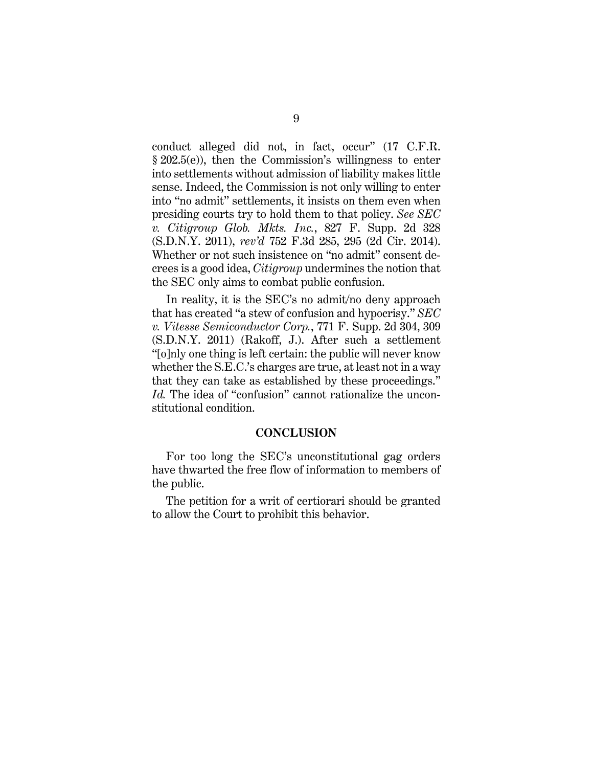conduct alleged did not, in fact, occur" (17 C.F.R. § 202.5(e)), then the Commission's willingness to enter into settlements without admission of liability makes little sense. Indeed, the Commission is not only willing to enter into "no admit" settlements, it insists on them even when presiding courts try to hold them to that policy. *See SEC v. Citigroup Glob. Mkts. Inc.*, 827 F. Supp. 2d 328 (S.D.N.Y. 2011), *rev'd* 752 F.3d 285, 295 (2d Cir. 2014). Whether or not such insistence on "no admit" consent decrees is a good idea, *Citigroup* undermines the notion that the SEC only aims to combat public confusion.

In reality, it is the SEC's no admit/no deny approach that has created "a stew of confusion and hypocrisy." *SEC v. Vitesse Semiconductor Corp.*, 771 F. Supp. 2d 304, 309 (S.D.N.Y. 2011) (Rakoff, J.). After such a settlement "[o]nly one thing is left certain: the public will never know whether the S.E.C.'s charges are true, at least not in a way that they can take as established by these proceedings." *Id.* The idea of "confusion" cannot rationalize the unconstitutional condition.

## CONCLUSION

For too long the SEC's unconstitutional gag orders have thwarted the free flow of information to members of the public.

The petition for a writ of certiorari should be granted to allow the Court to prohibit this behavior.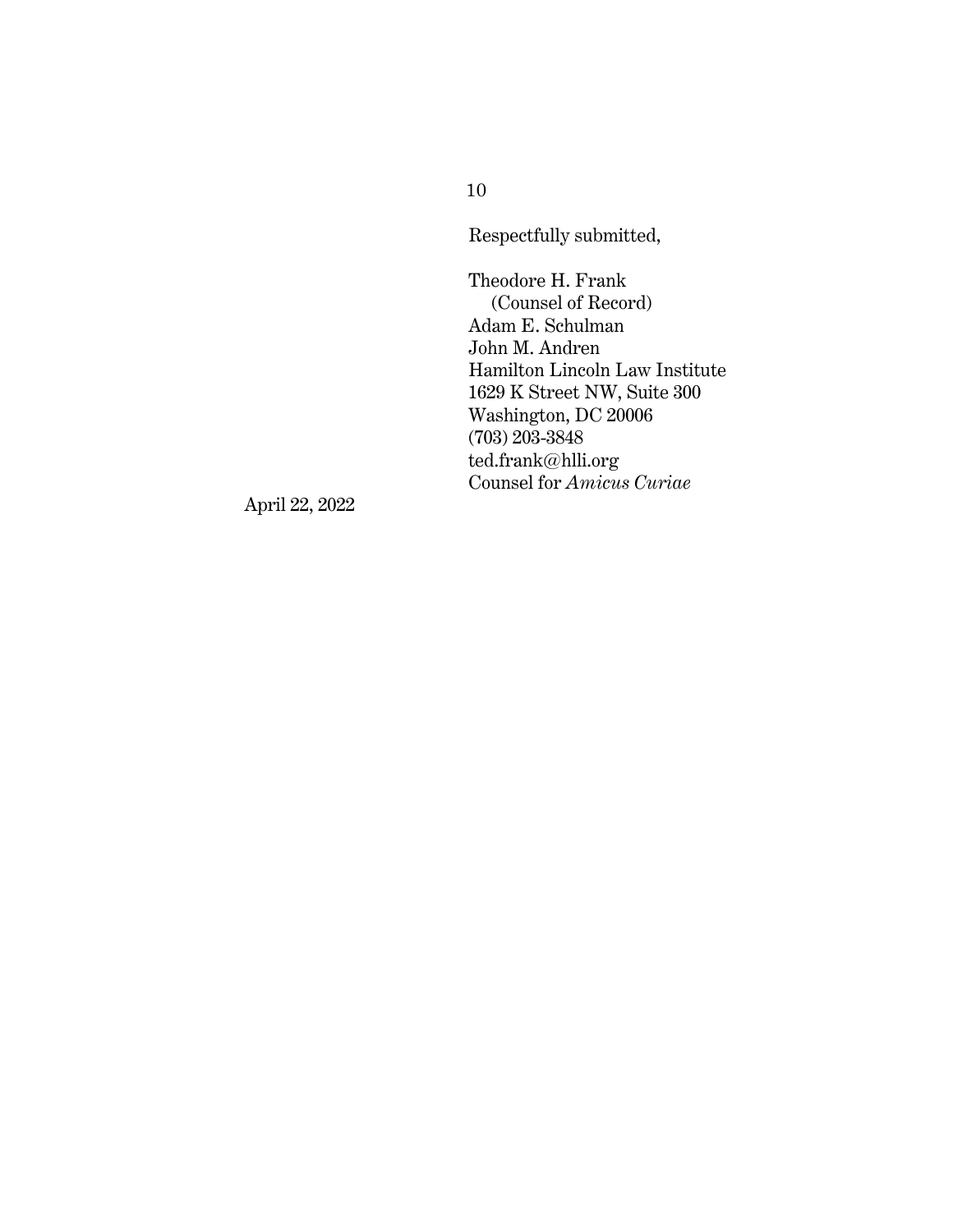Respectfully submitted,

Theodore H. Frank
(Counsel of Record)
Adam E. Schulman
John M. Andren
Hamilton Lincoln Law Institute
1629 K Street NW, Suite 300
Washington, DC 20006
(703) 203-3848
ted.frank@hlli.org
Counsel for *Amicus Curiae*

April 22, 2022